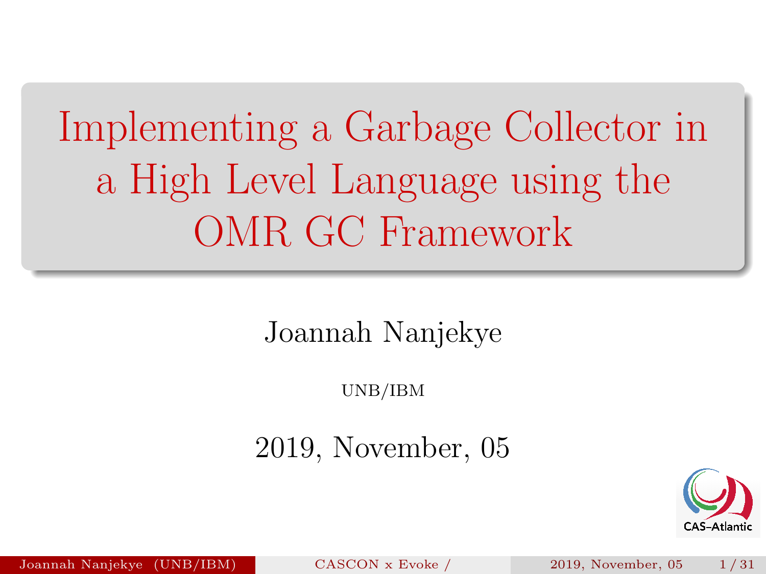# Implementing a Garbage Collector in a High Level Language using the OMR GC Framework

Joannah Nanjekye

UNB/IBM

2019, November, 05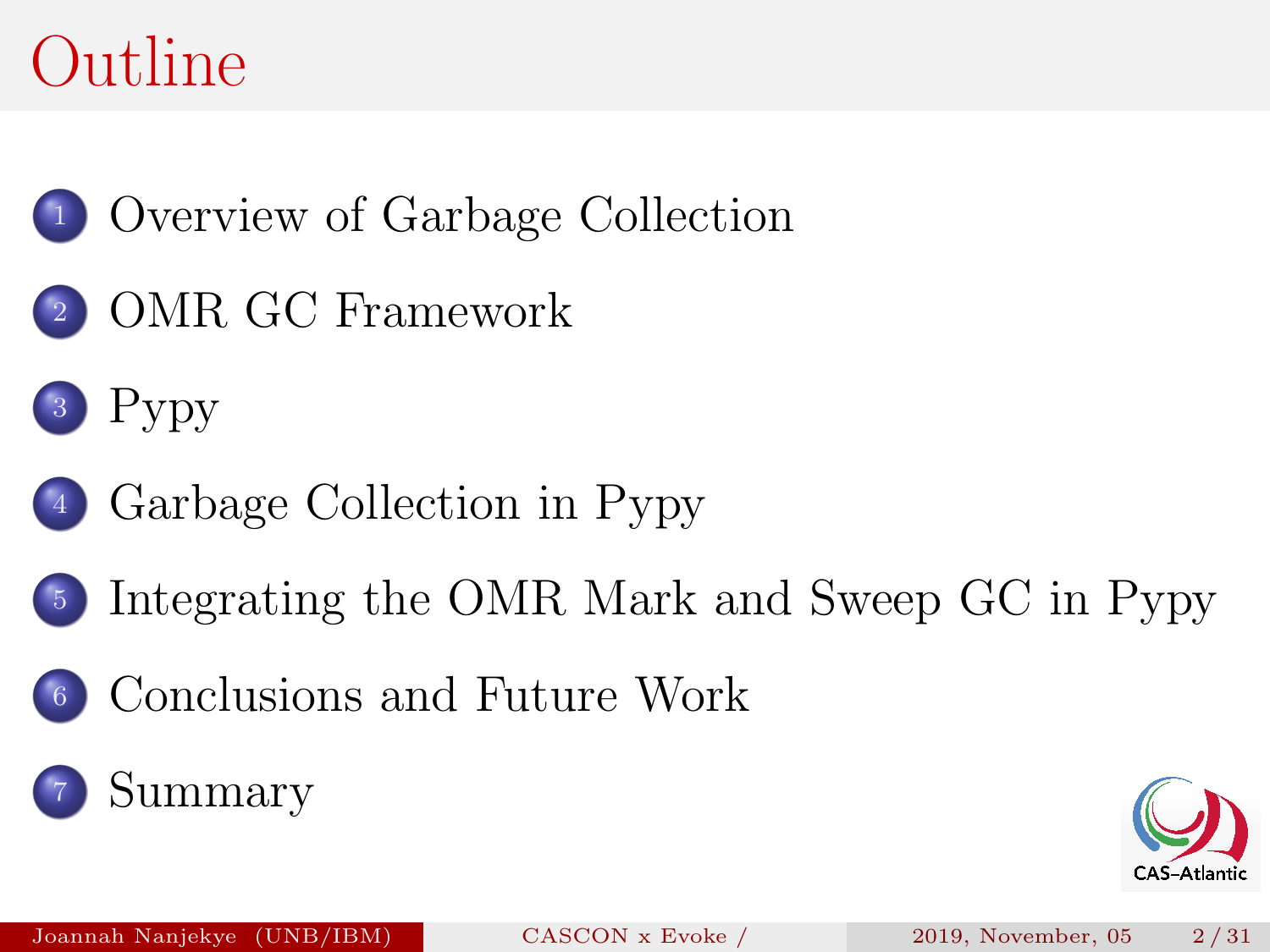# Outline

1. Overview of Garbage Collection
2. OMR GC Framework
3. Pypy
4. Garbage Collection in Pypy
5. Integrating the OMR Mark and Sweep GC in Pypy
6. Conclusions and Future Work
7. Summary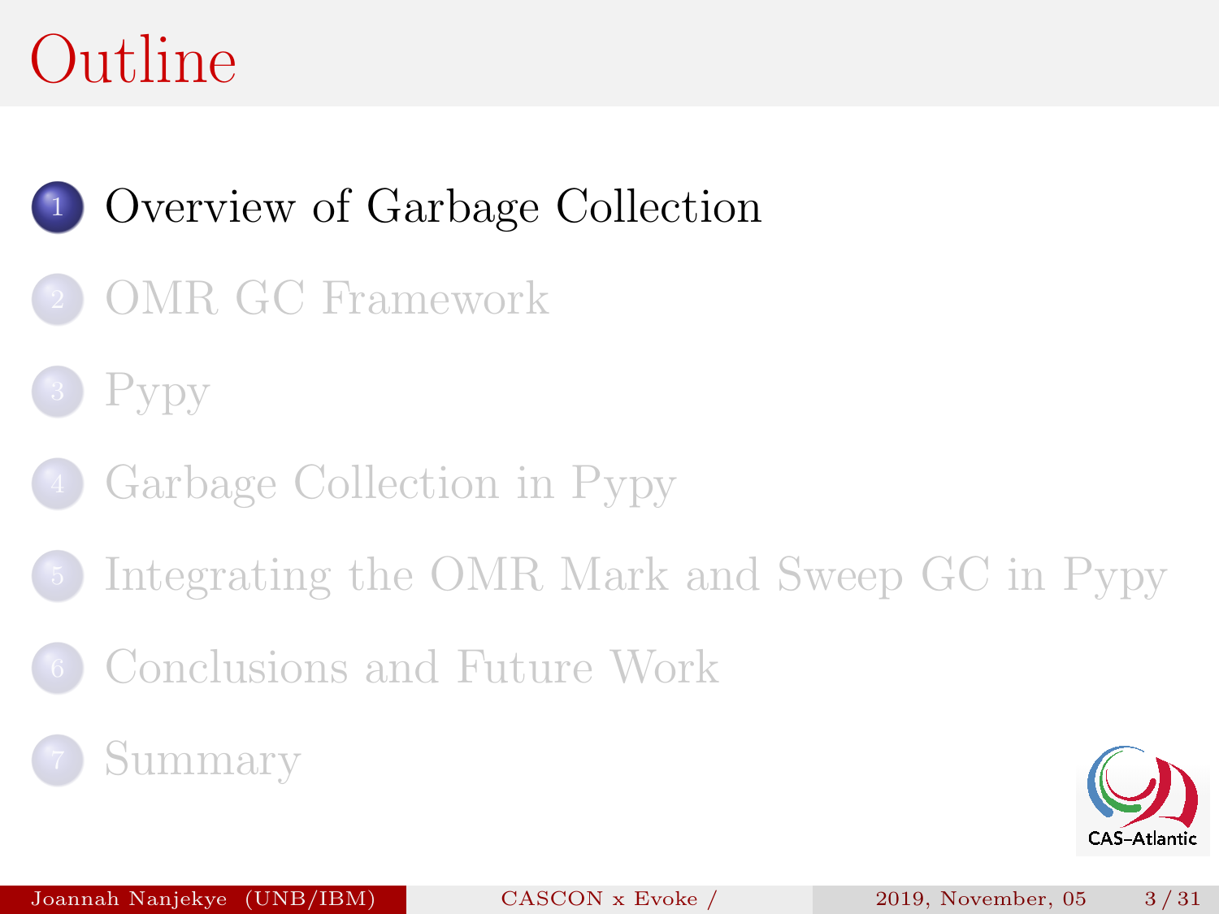# Outline

1. Overview of Garbage Collection
2. OMR GC Framework
3. Pypy
4. Garbage Collection in Pypy
5. Integrating the OMR Mark and Sweep GC in Pypy
6. Conclusions and Future Work
7. Summary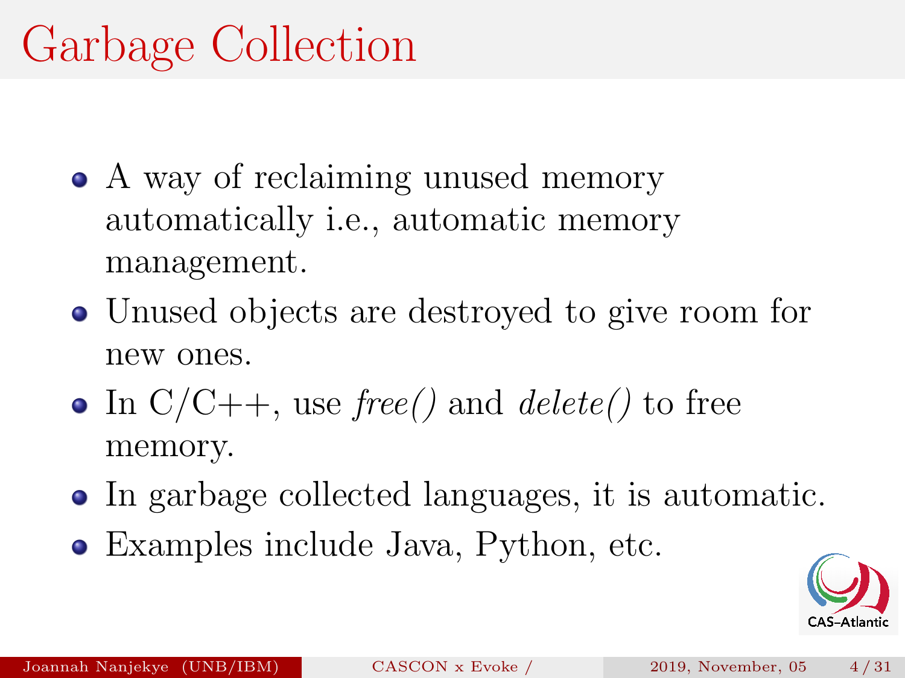# Garbage Collection

- A way of reclaiming unused memory automatically i.e., automatic memory management.
- Unused objects are destroyed to give room for new ones.
- In C/C++, use *free()* and *delete()* to free memory.
- In garbage collected languages, it is automatic.
- Examples include Java, Python, etc.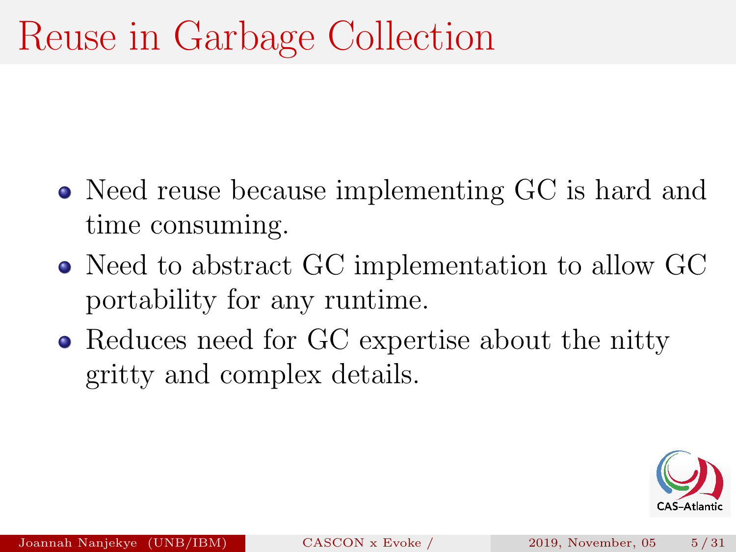# Reuse in Garbage Collection

- Need reuse because implementing GC is hard and time consuming.
- Need to abstract GC implementation to allow GC portability for any runtime.
- Reduces need for GC expertise about the nitty gritty and complex details.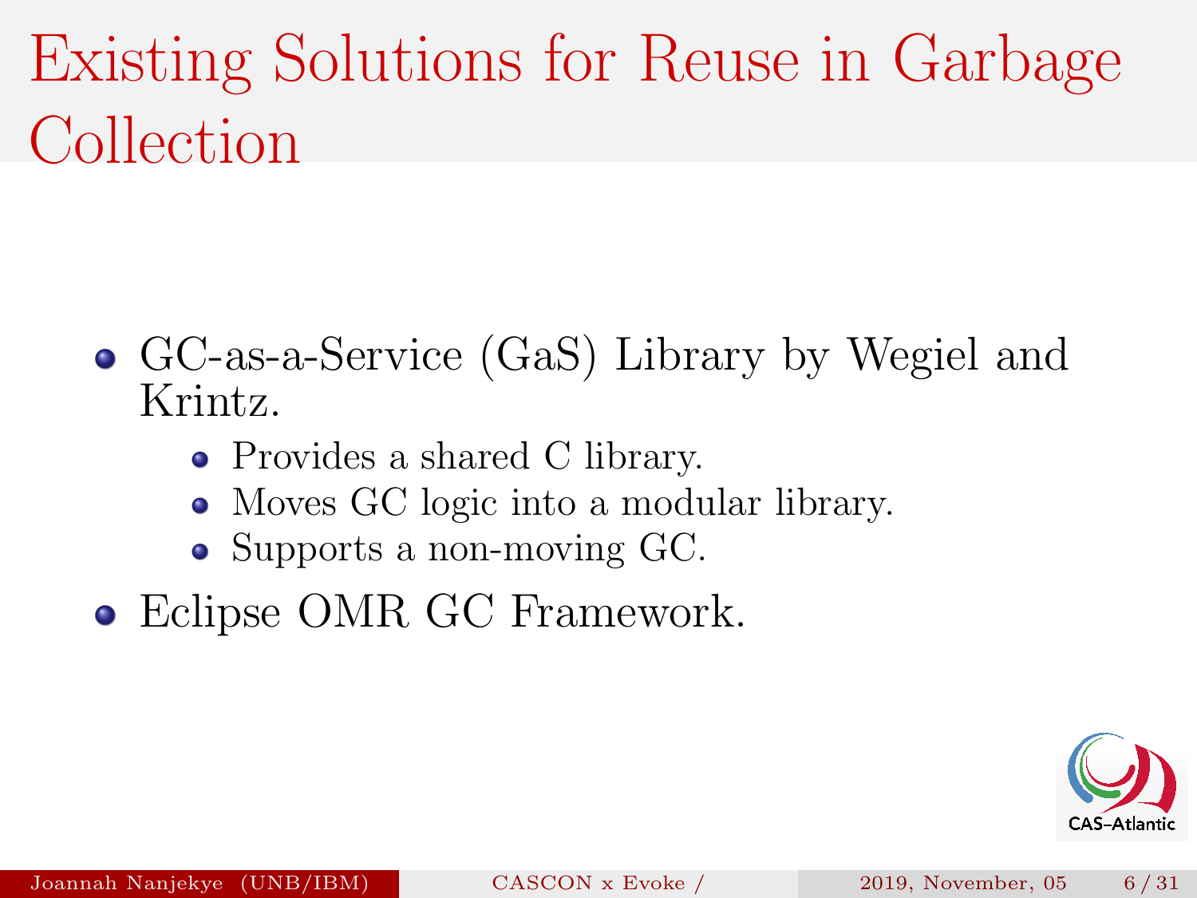# Existing Solutions for Reuse in Garbage Collection

- GC-as-a-Service (GaS) Library by Wegiel and Krintz.
  - Provides a shared C library.
  - Moves GC logic into a modular library.
  - Supports a non-moving GC.
- Eclipse OMR GC Framework.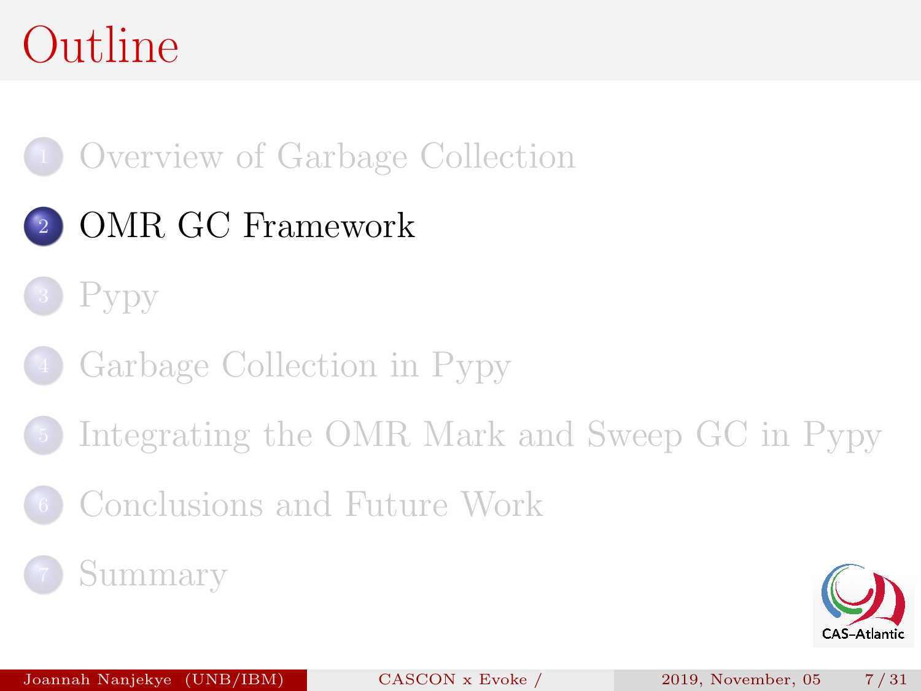# Outline

1. Overview of Garbage Collection
2. **OMR GC Framework**
3. Pypy
4. Garbage Collection in Pypy
5. Integrating the OMR Mark and Sweep GC in Pypy
6. Conclusions and Future Work
7. Summary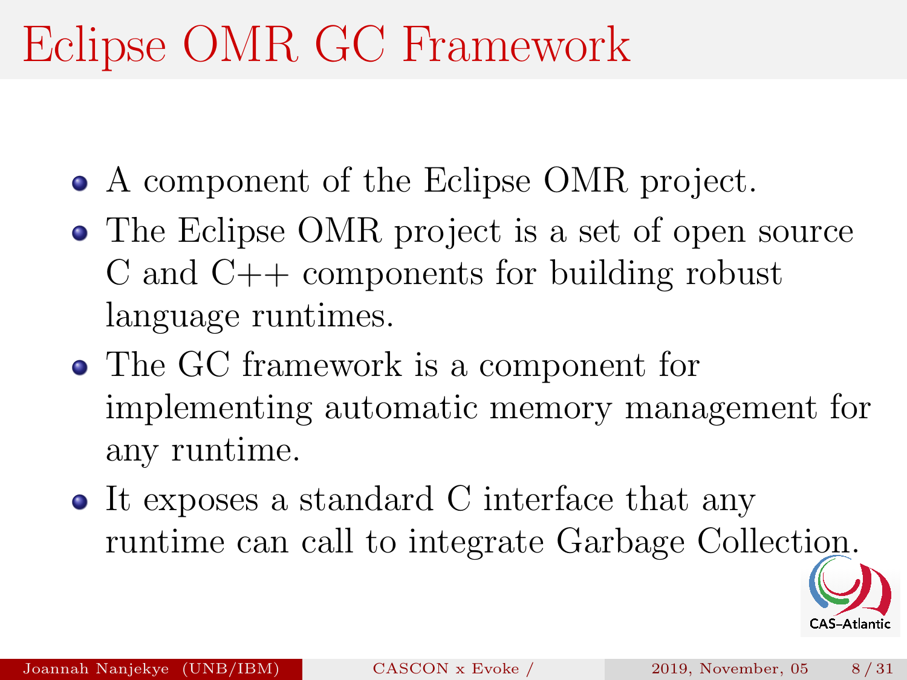# Eclipse OMR GC Framework

- A component of the Eclipse OMR project.
- The Eclipse OMR project is a set of open source C and C++ components for building robust language runtimes.
- The GC framework is a component for implementing automatic memory management for any runtime.
- It exposes a standard C interface that any runtime can call to integrate Garbage Collection.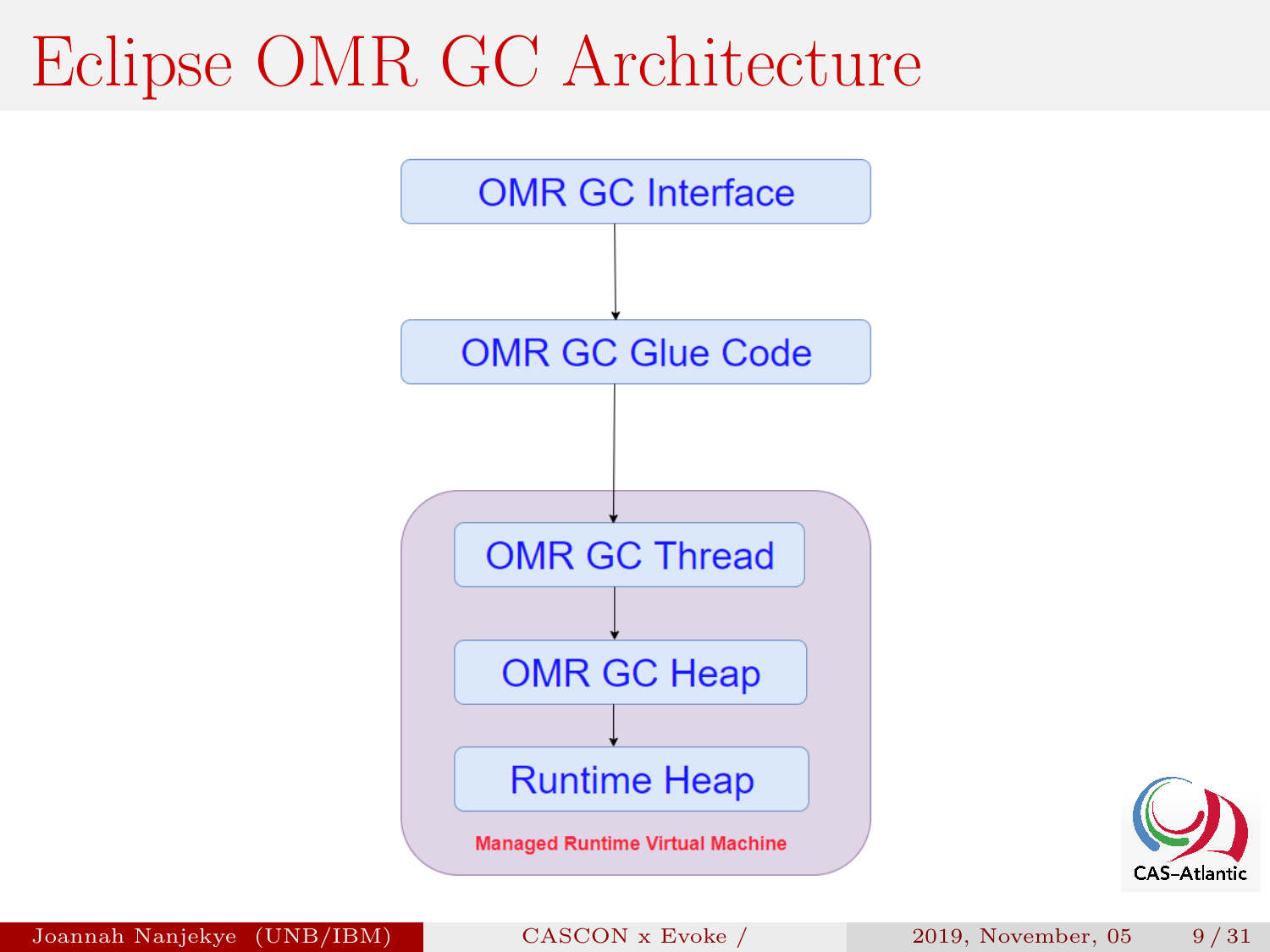# Eclipse OMR GC Architecture

OMR GC Interface

↓

OMR GC Glue Code

↓

Managed Runtime Virtual Machine:

- OMR GC Thread
- ↓
- OMR GC Heap
- ↓
- Runtime Heap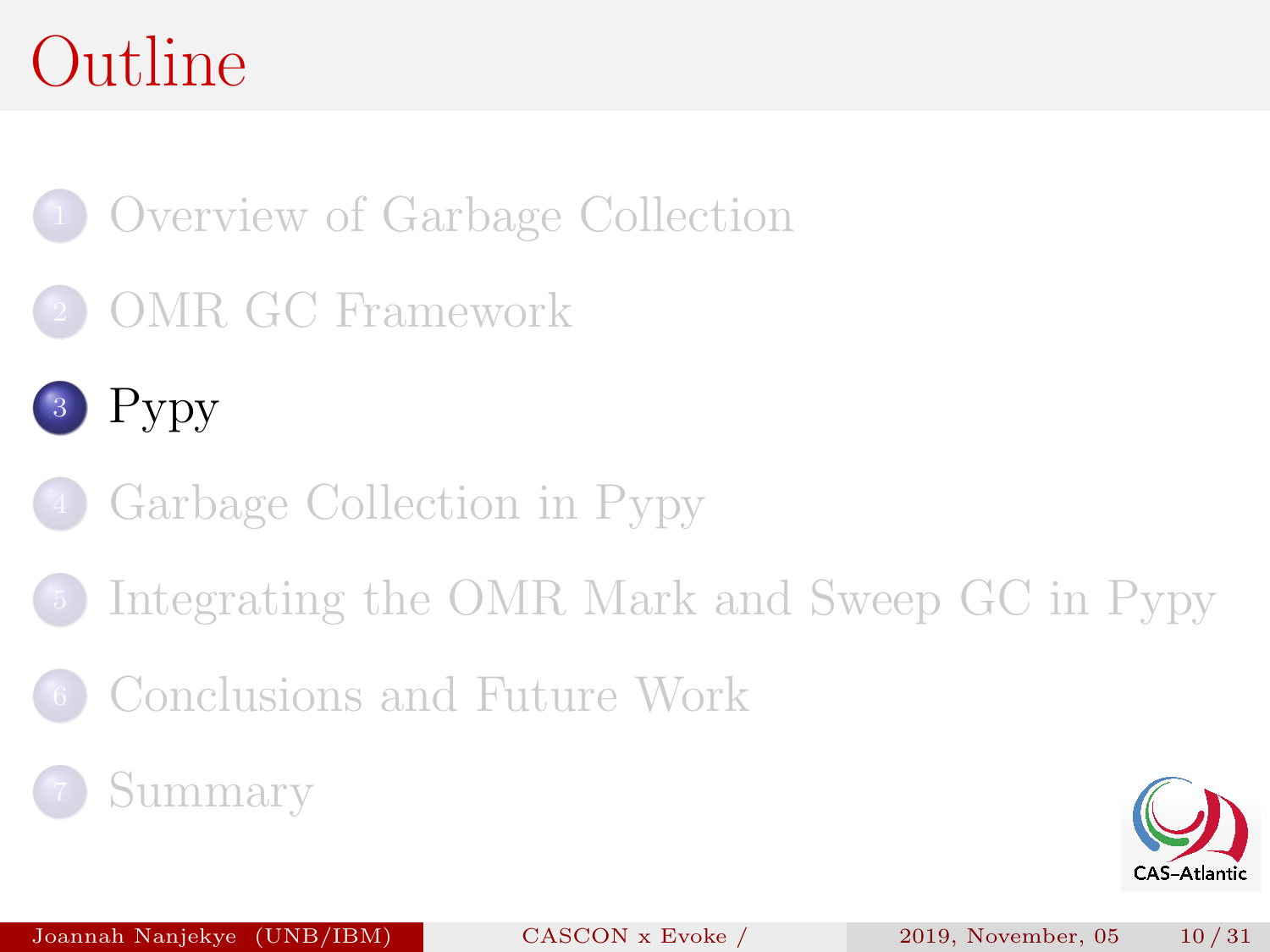# Outline

1. Overview of Garbage Collection
2. OMR GC Framework
3. **Pypy**
4. Garbage Collection in Pypy
5. Integrating the OMR Mark and Sweep GC in Pypy
6. Conclusions and Future Work
7. Summary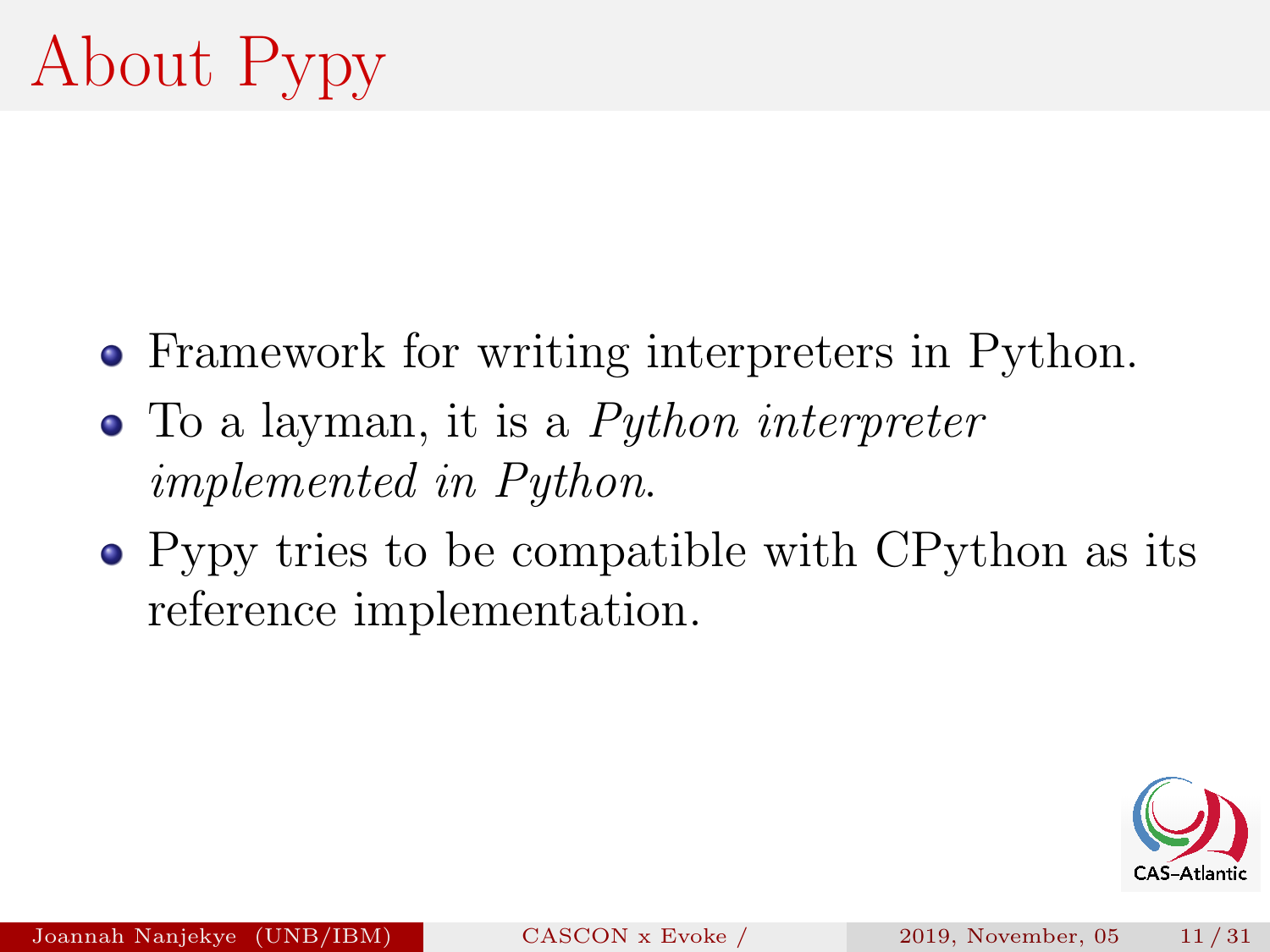# About Pypy

- Framework for writing interpreters in Python.
- To a layman, it is a *Python interpreter implemented in Python*.
- Pypy tries to be compatible with CPython as its reference implementation.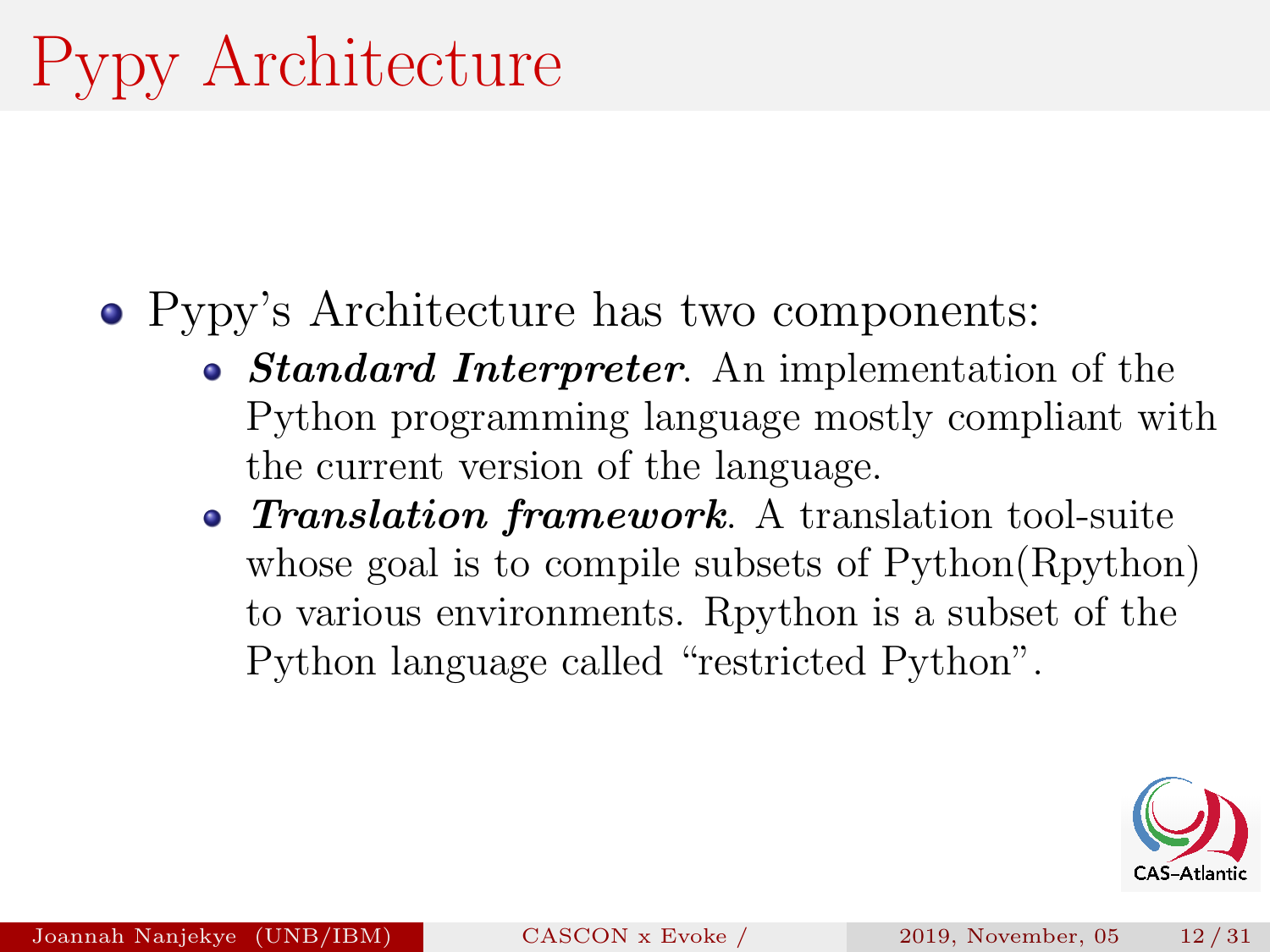# Pypy Architecture

- Pypy's Architecture has two components:
  - ***Standard Interpreter***. An implementation of the Python programming language mostly compliant with the current version of the language.
  - ***Translation framework***. A translation tool-suite whose goal is to compile subsets of Python(Rpython) to various environments. Rpython is a subset of the Python language called "restricted Python".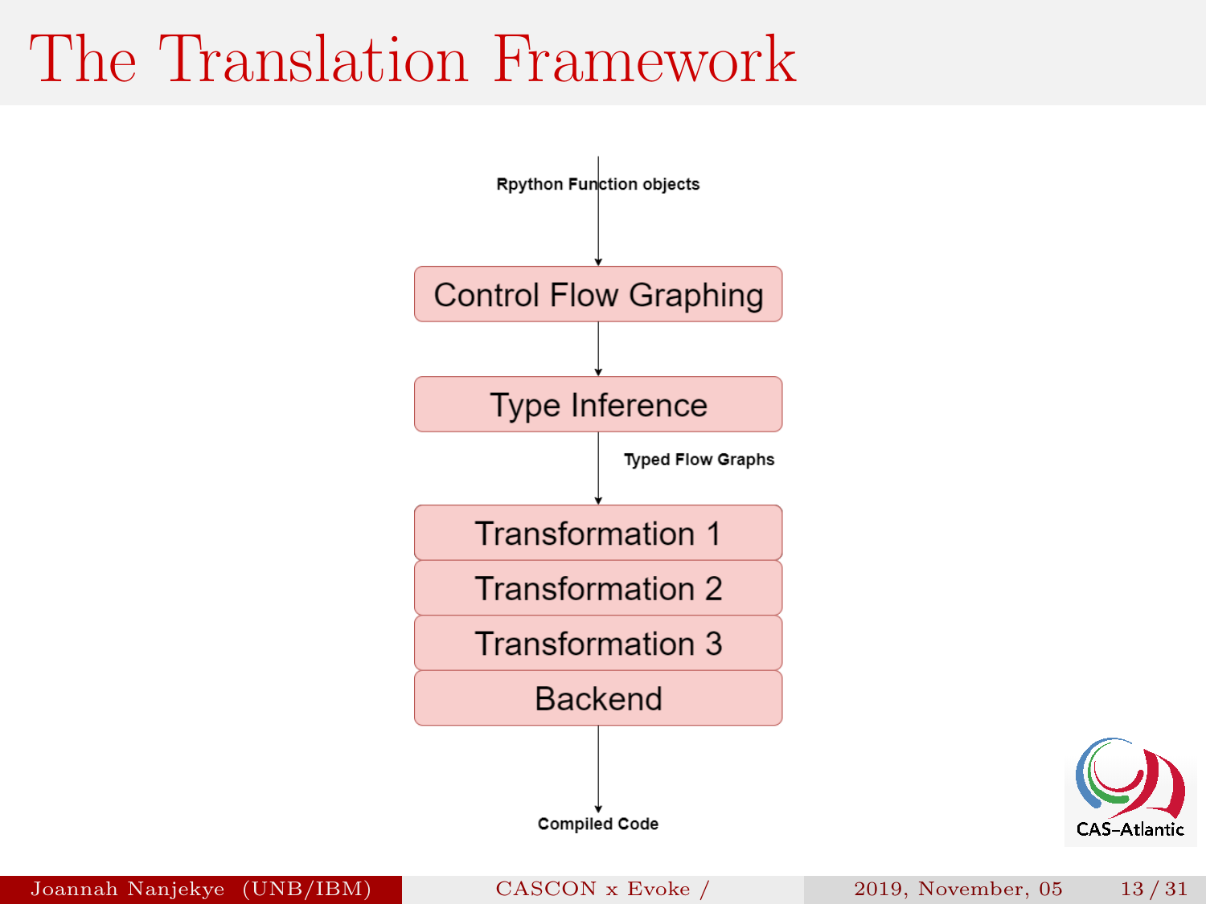# The Translation Framework

Rpython Function objects

↓

Control Flow Graphing

↓

Type Inference

↓ Typed Flow Graphs

Transformation 1

Transformation 2

Transformation 3

Backend

↓

Compiled Code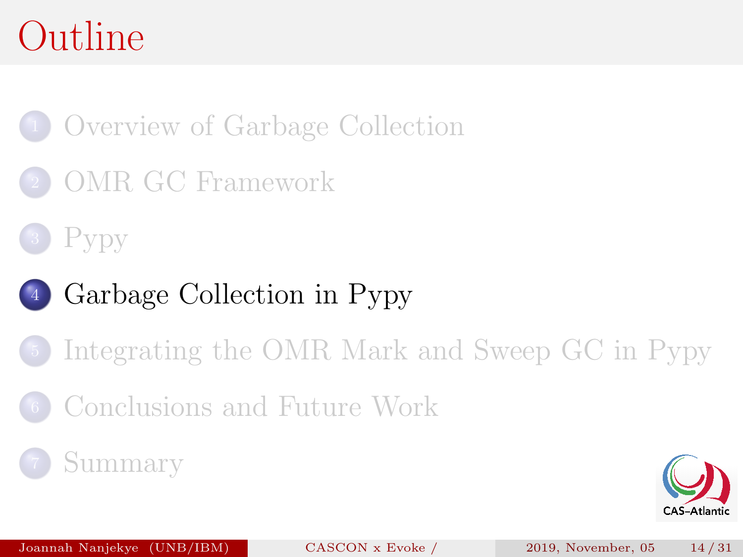# Outline

1. Overview of Garbage Collection
2. OMR GC Framework
3. Pypy
4. **Garbage Collection in Pypy**
5. Integrating the OMR Mark and Sweep GC in Pypy
6. Conclusions and Future Work
7. Summary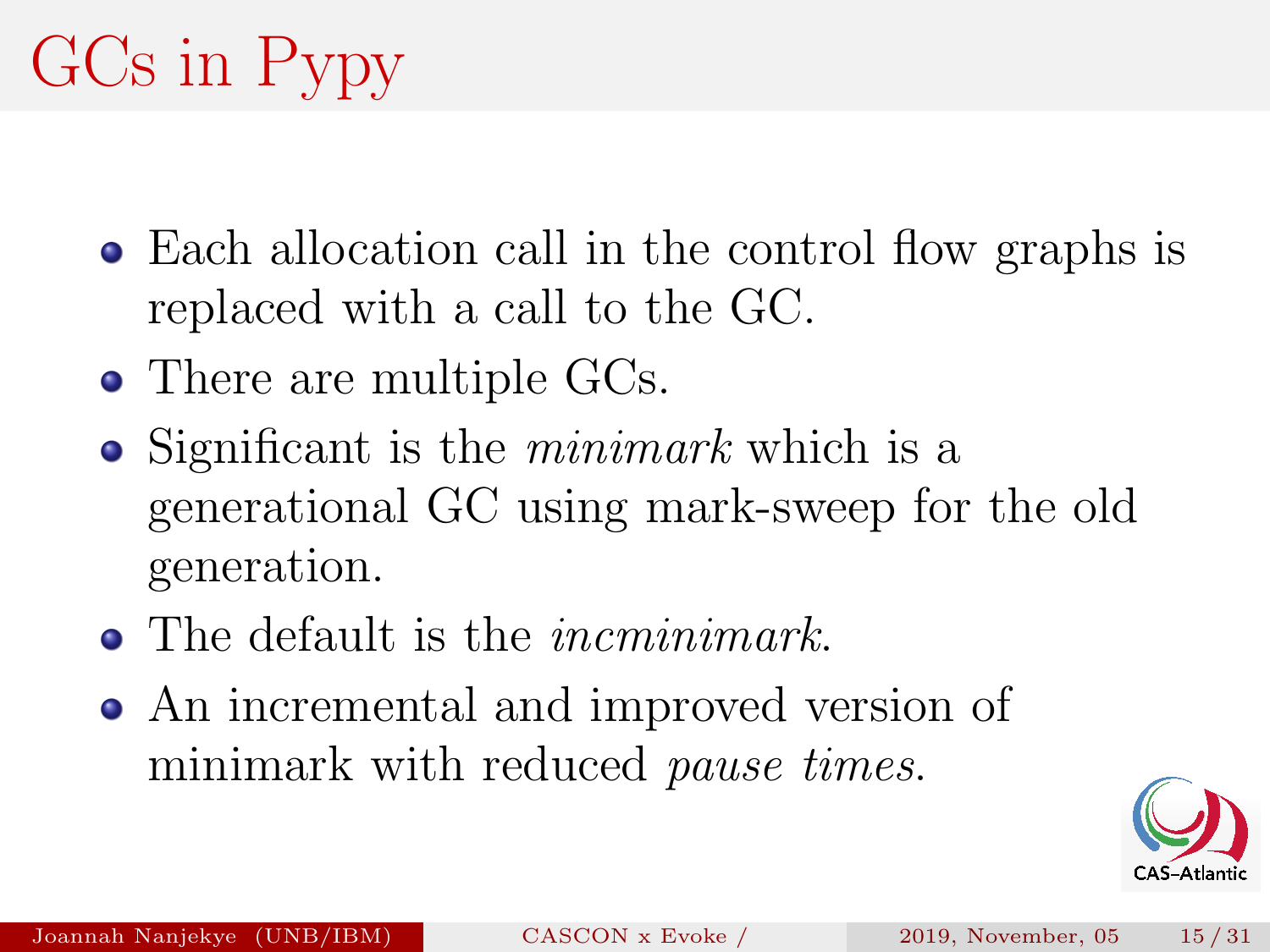# GCs in Pypy

- Each allocation call in the control flow graphs is replaced with a call to the GC.
- There are multiple GCs.
- Significant is the *minimark* which is a generational GC using mark-sweep for the old generation.
- The default is the *incminimark*.
- An incremental and improved version of minimark with reduced *pause times*.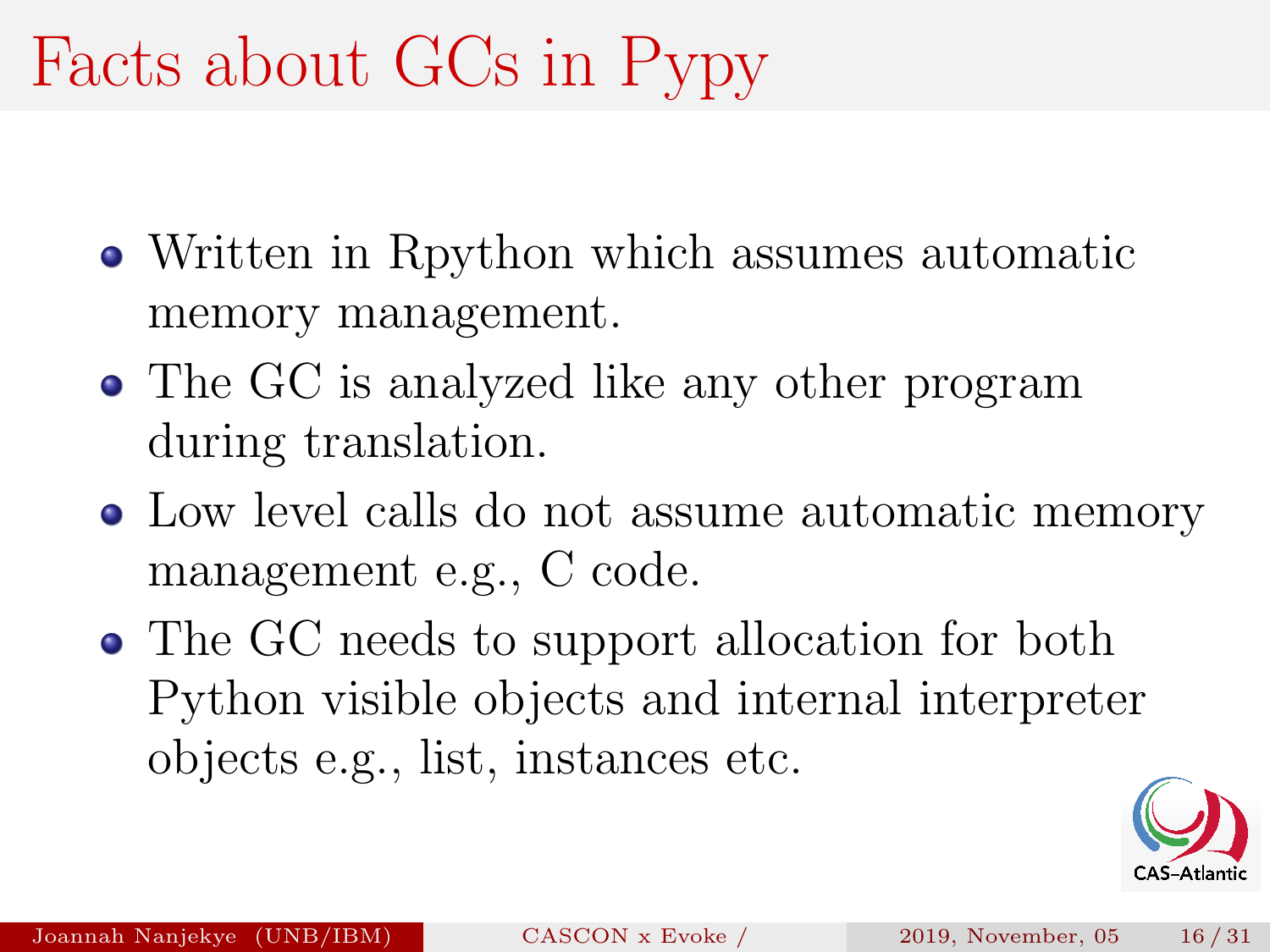# Facts about GCs in Pypy

- Written in Rpython which assumes automatic memory management.
- The GC is analyzed like any other program during translation.
- Low level calls do not assume automatic memory management e.g., C code.
- The GC needs to support allocation for both Python visible objects and internal interpreter objects e.g., list, instances etc.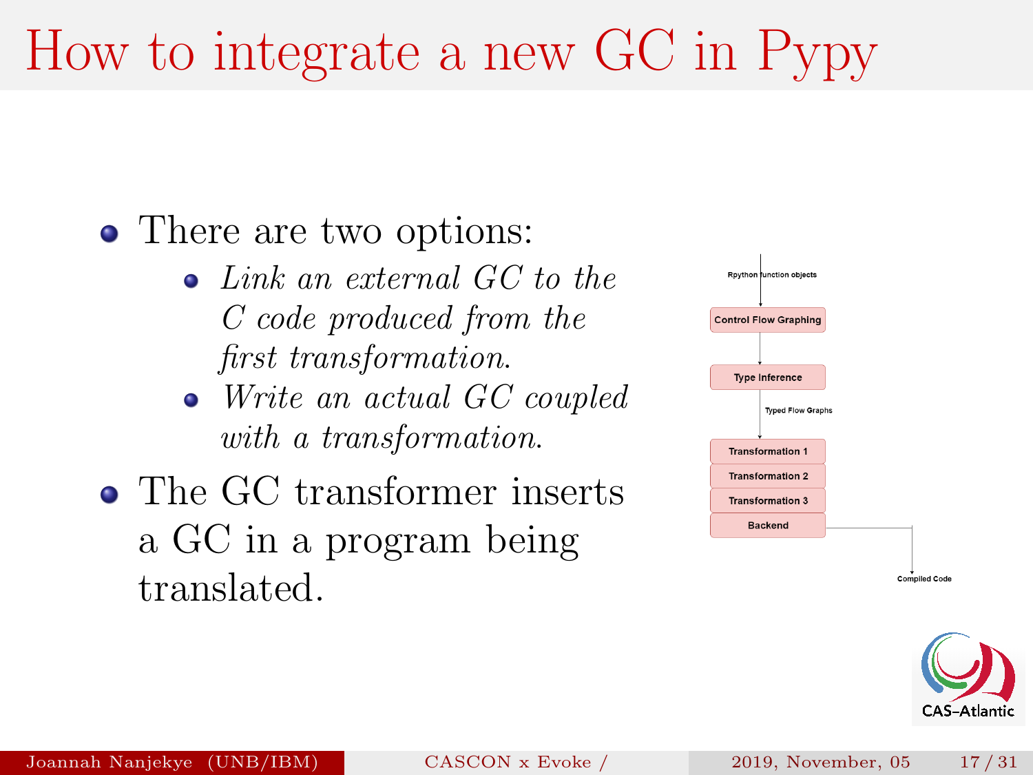# How to integrate a new GC in Pypy

- There are two options:
  - *Link an external GC to the C code produced from the first transformation.*
  - *Write an actual GC coupled with a transformation.*
- The GC transformer inserts a GC in a program being translated.

Rpython function objects

Control Flow Graphing

Type Inference

Typed Flow Graphs

Transformation 1

Transformation 2

Transformation 3

Backend

Compiled Code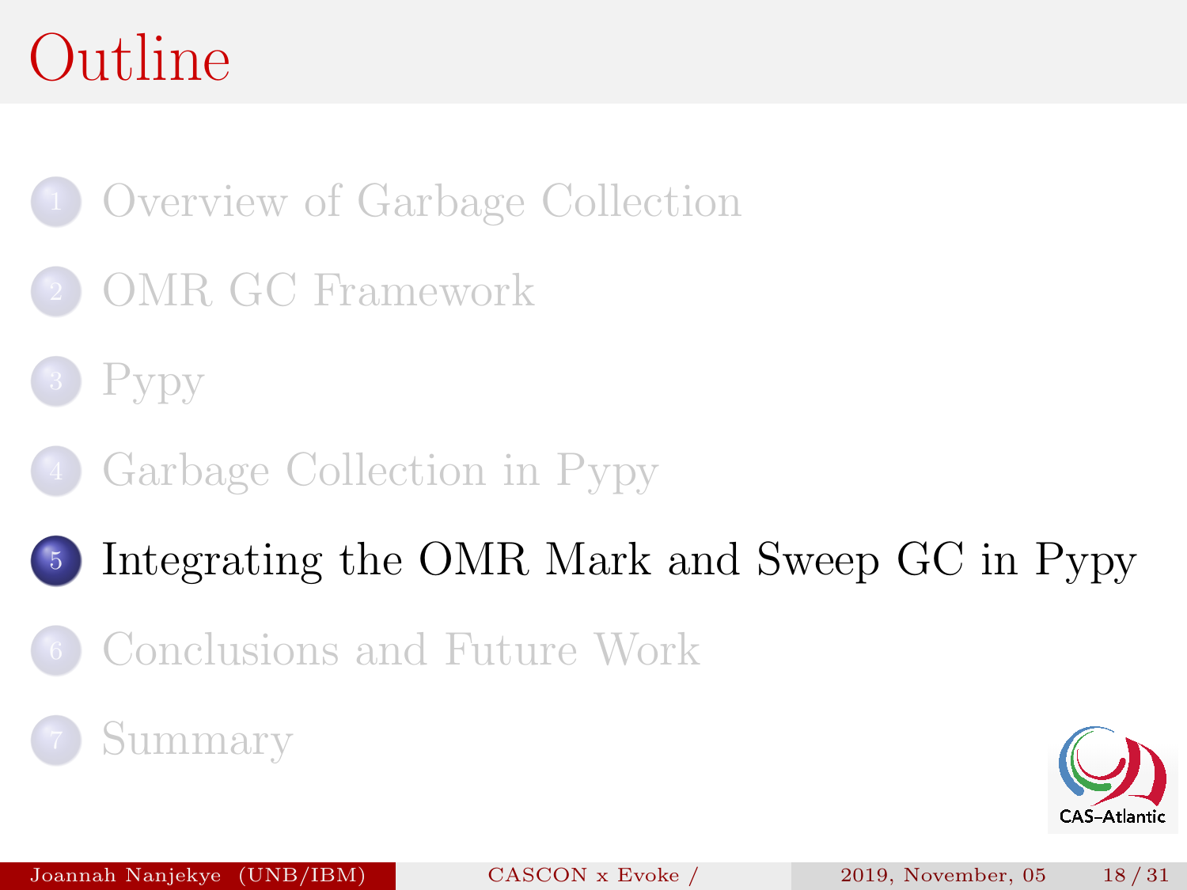# Outline

1. Overview of Garbage Collection
2. OMR GC Framework
3. Pypy
4. Garbage Collection in Pypy
5. Integrating the OMR Mark and Sweep GC in Pypy
6. Conclusions and Future Work
7. Summary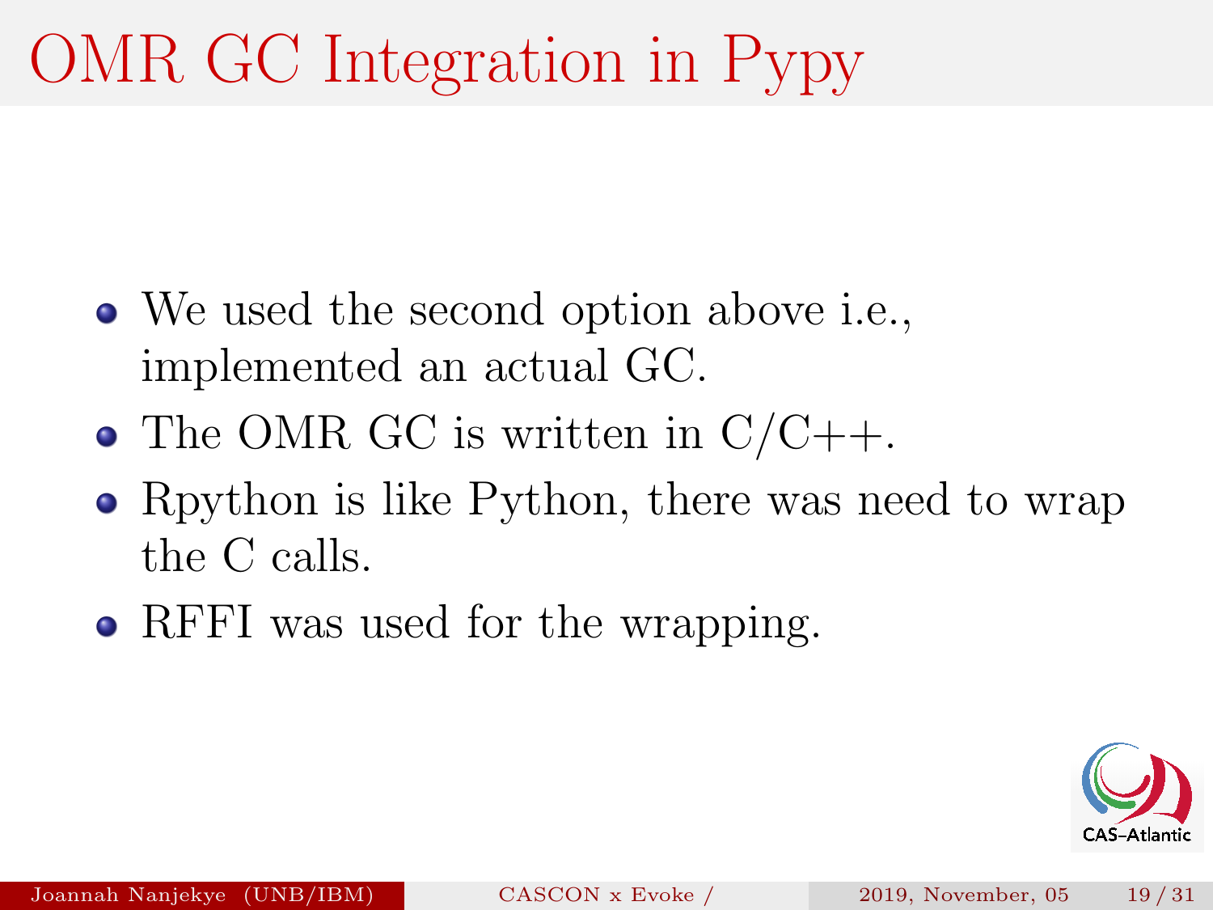# OMR GC Integration in Pypy

- We used the second option above i.e., implemented an actual GC.
- The OMR GC is written in C/C++.
- Rpython is like Python, there was need to wrap the C calls.
- RFFI was used for the wrapping.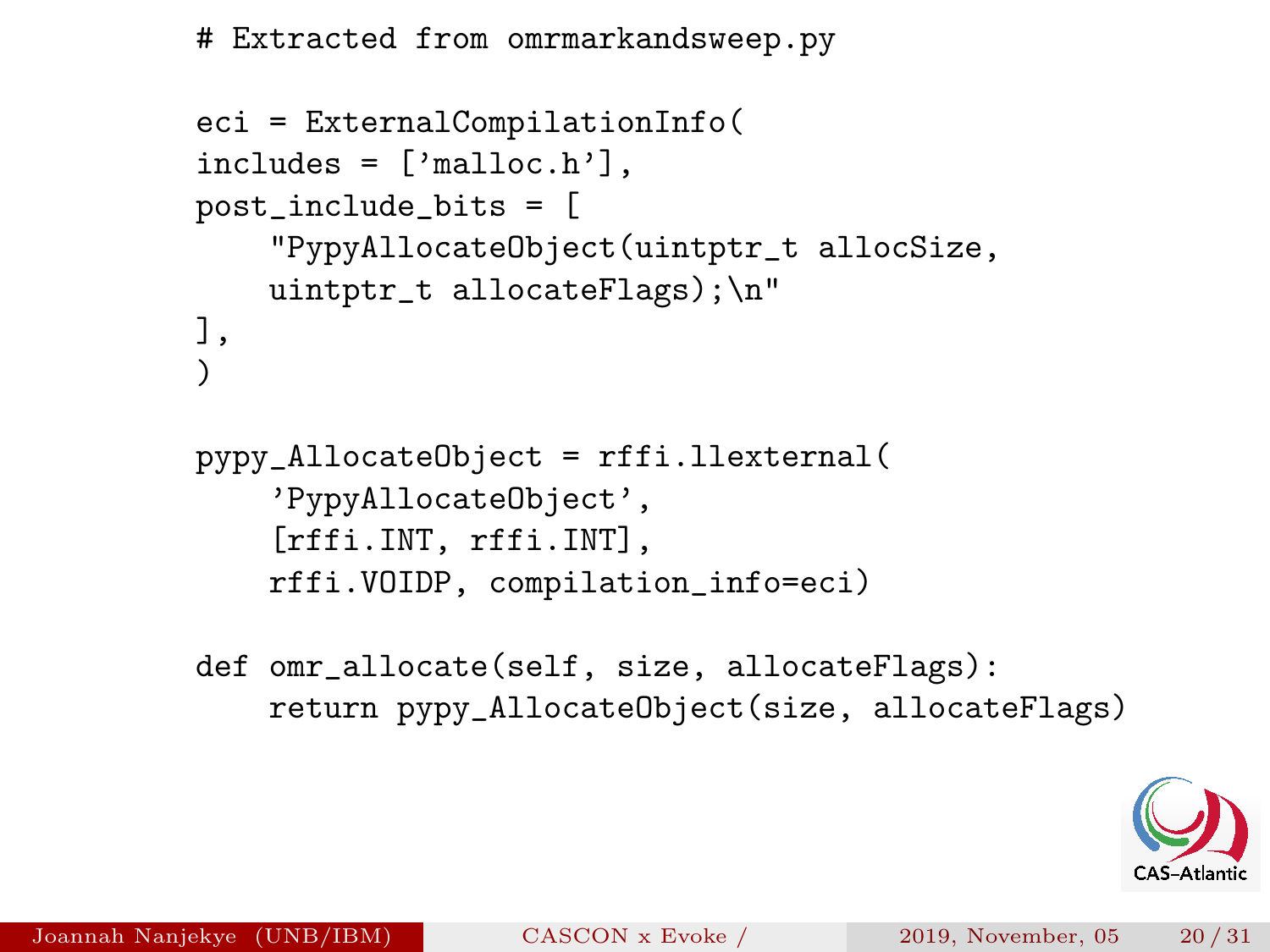```
# Extracted from omrmarkandsweep.py

eci = ExternalCompilationInfo(
includes = ['malloc.h'],
post_include_bits = [
    "PypyAllocateObject(uintptr_t allocSize,
    uintptr_t allocateFlags);\n"
],
)

pypy_AllocateObject = rffi.llexternal(
    'PypyAllocateObject',
    [rffi.INT, rffi.INT],
    rffi.VOIDP, compilation_info=eci)

def omr_allocate(self, size, allocateFlags):
    return pypy_AllocateObject(size, allocateFlags)
```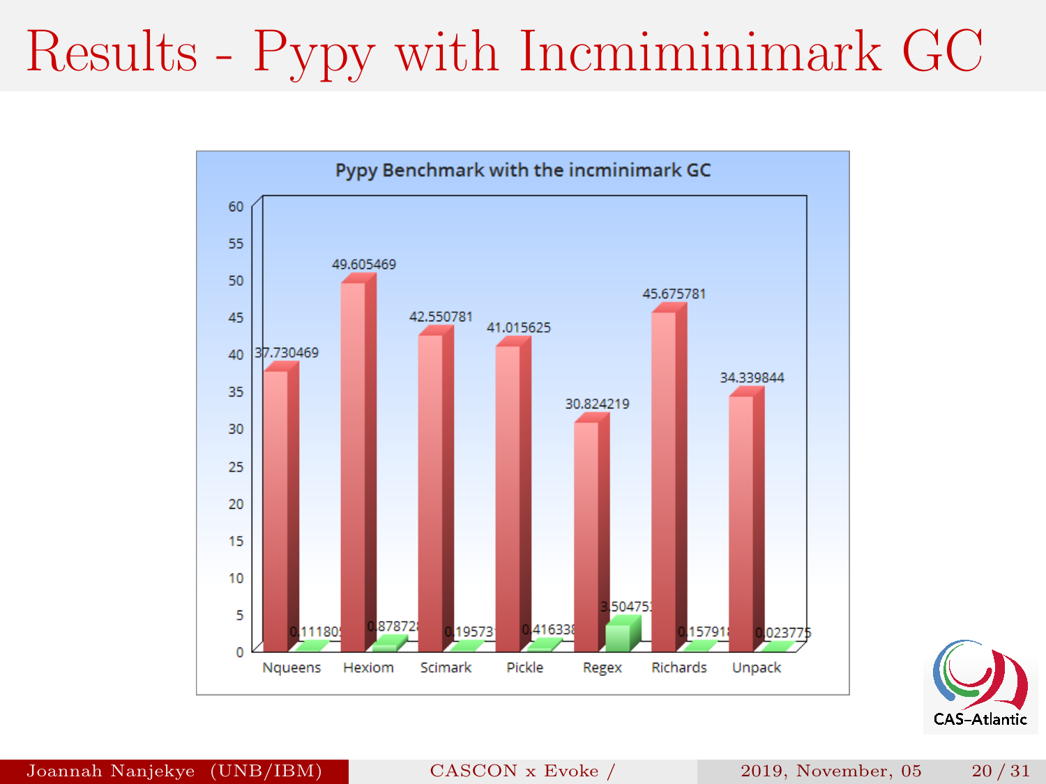# Results - Pypy with Incmiminimark GC

**Pypy Benchmark with the incminimark GC**

| Benchmark | Red bar | Green bar |
|---|---|---|
| Nqueens | 37.730469 | 0.11180 |
| Hexiom | 49.605469 | 0.87872 |
| Scimark | 42.550781 | 0.19573 |
| Pickle | 41.015625 | 0.41633 |
| Regex | 30.824219 | 3.50475 |
| Richards | 45.675781 | 0.15791 |
| Unpack | 34.339844 | 0.023775 |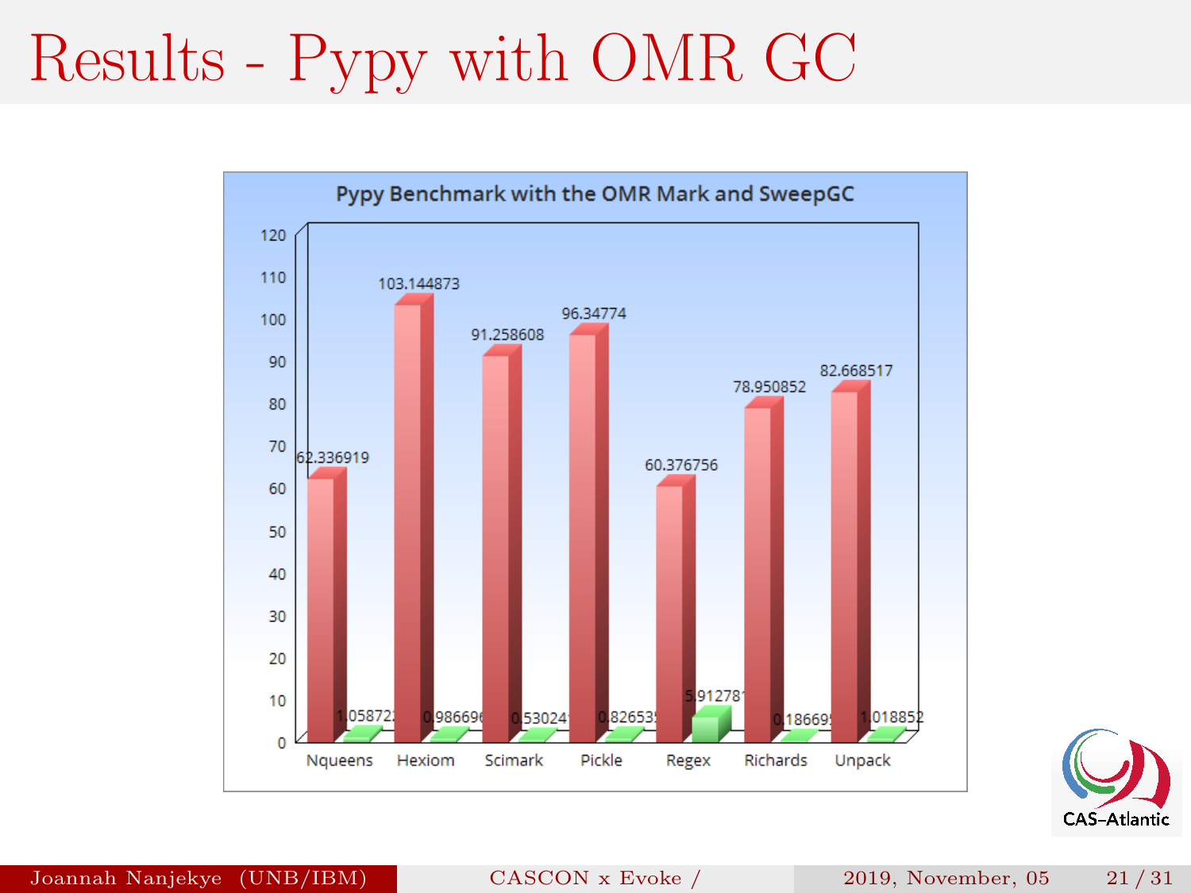# Results - Pypy with OMR GC

**Pypy Benchmark with the OMR Mark and SweepGC**

| Benchmark | Red bar | Green bar |
|---|---|---|
| Nqueens | 62.336919 | 1.058722 |
| Hexiom | 103.144873 | 0.986696 |
| Scimark | 91.258608 | 0.530241 |
| Pickle | 96.34774 | 0.826535 |
| Regex | 60.376756 | 5.912781 |
| Richards | 78.950852 | 0.186695 |
| Unpack | 82.668517 | 1.018852 |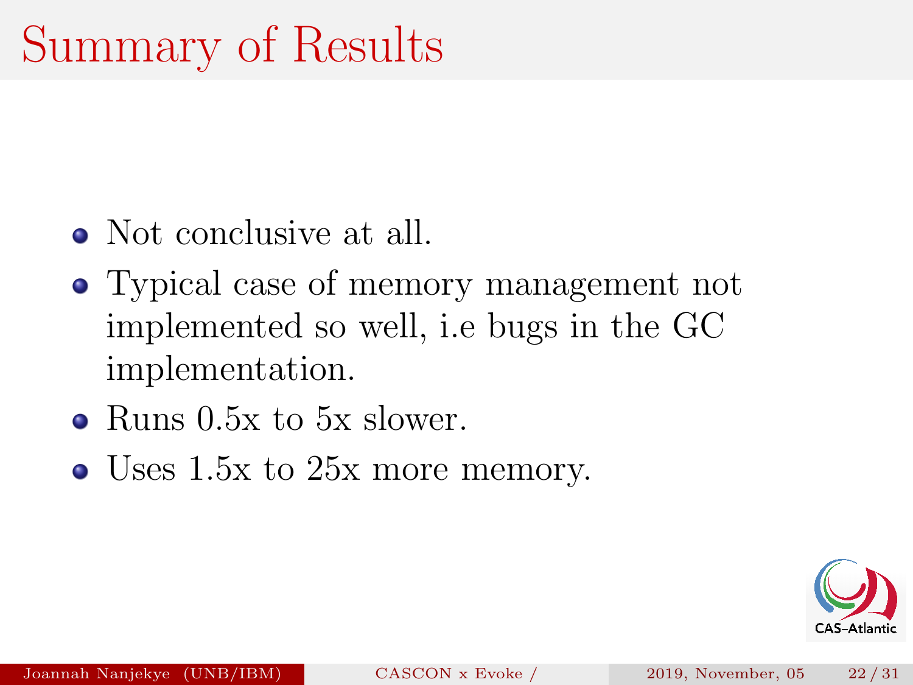# Summary of Results

- Not conclusive at all.
- Typical case of memory management not implemented so well, i.e bugs in the GC implementation.
- Runs 0.5x to 5x slower.
- Uses 1.5x to 25x more memory.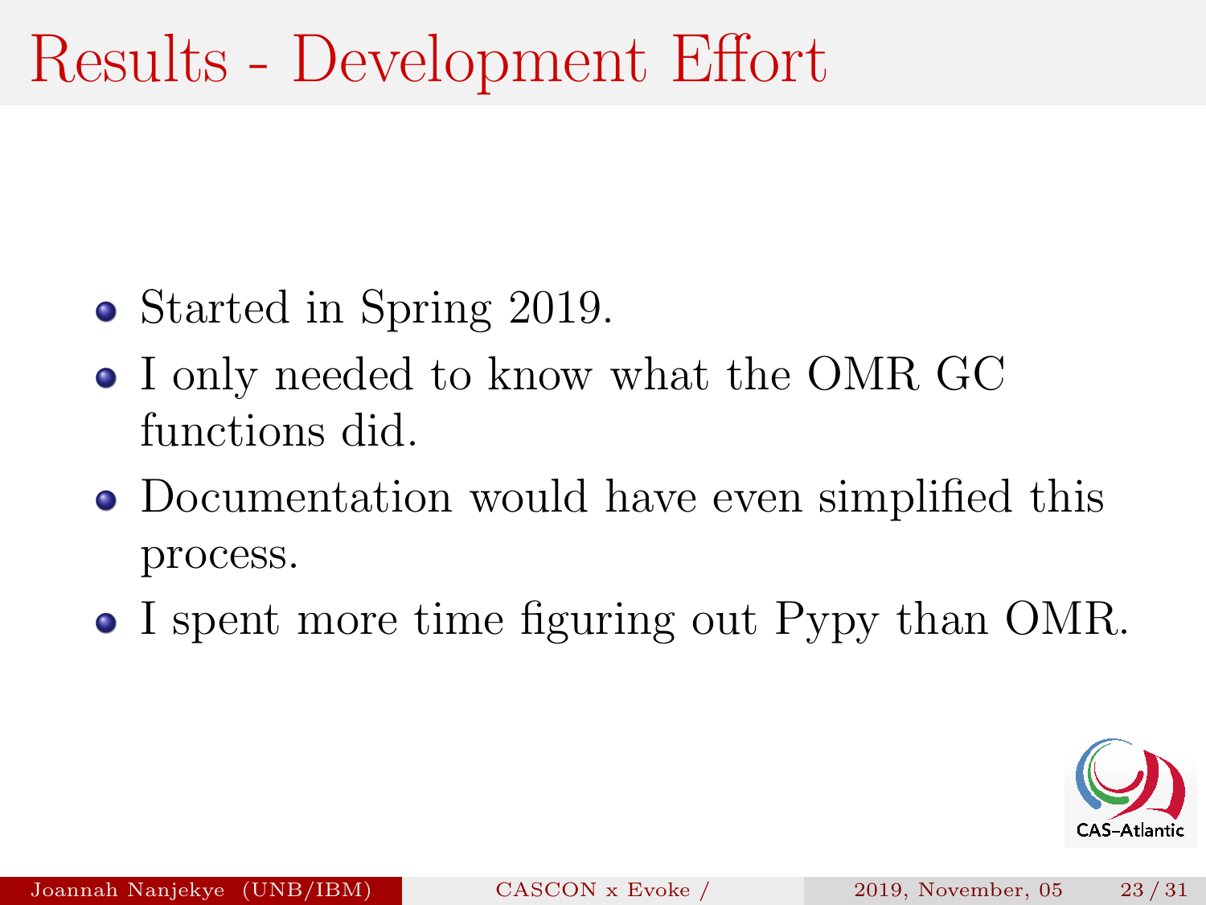# Results - Development Effort

- Started in Spring 2019.
- I only needed to know what the OMR GC functions did.
- Documentation would have even simplified this process.
- I spent more time figuring out Pypy than OMR.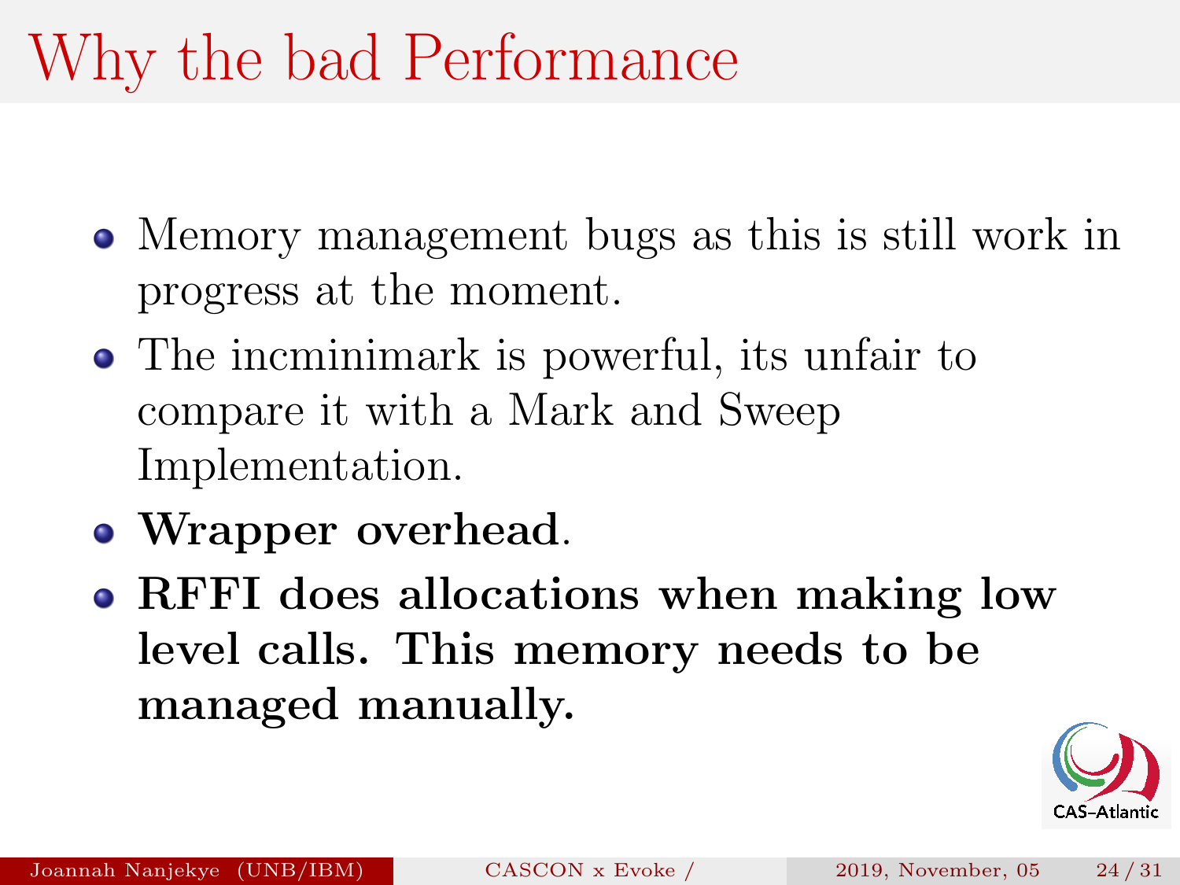# Why the bad Performance

- Memory management bugs as this is still work in progress at the moment.
- The incminimark is powerful, its unfair to compare it with a Mark and Sweep Implementation.
- **Wrapper overhead**.
- **RFFI does allocations when making low level calls. This memory needs to be managed manually.**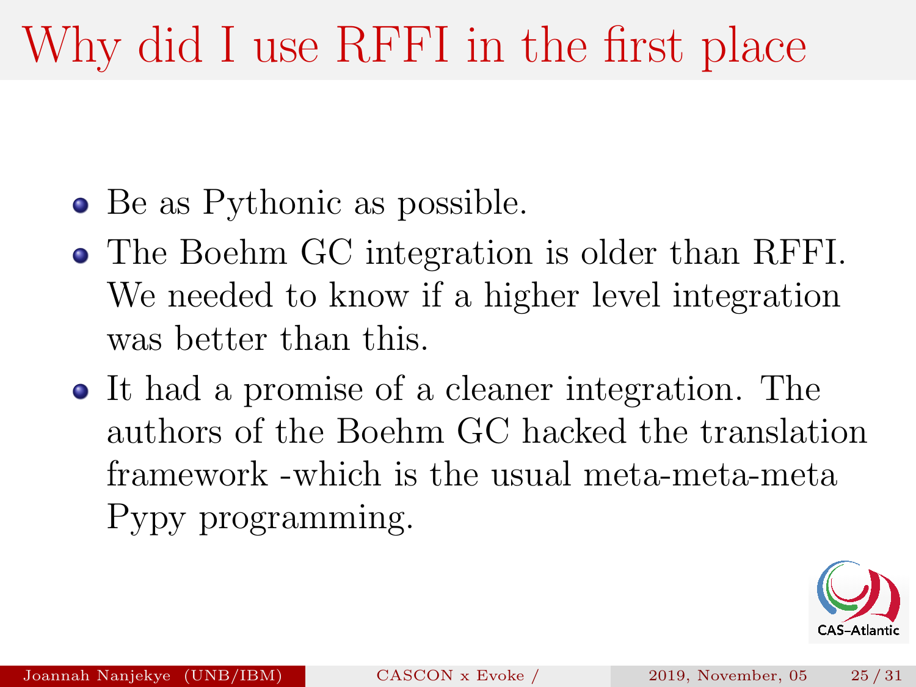# Why did I use RFFI in the first place

- Be as Pythonic as possible.
- The Boehm GC integration is older than RFFI. We needed to know if a higher level integration was better than this.
- It had a promise of a cleaner integration. The authors of the Boehm GC hacked the translation framework -which is the usual meta-meta-meta Pypy programming.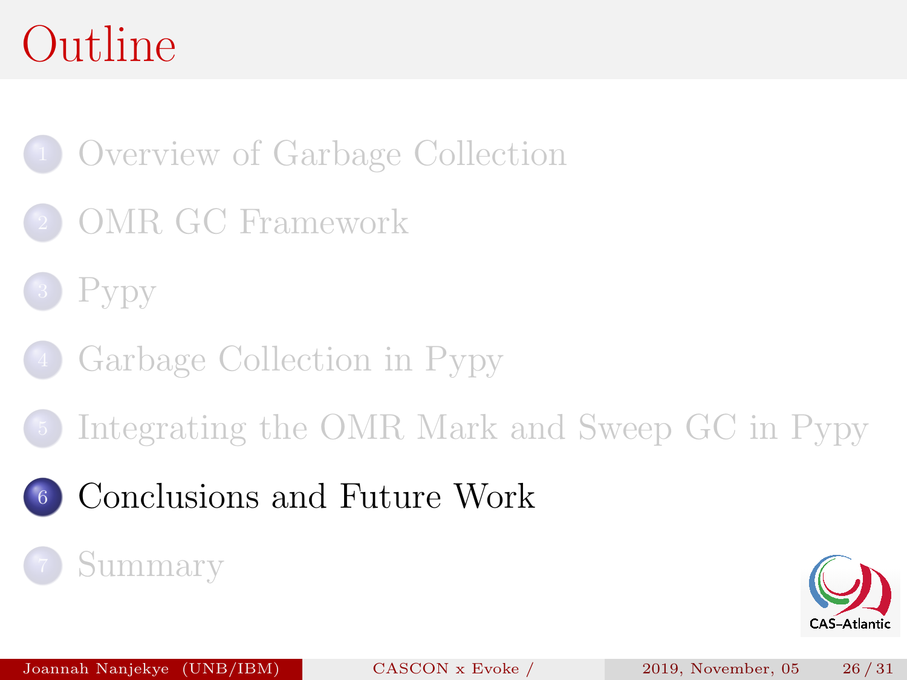# Outline

1. Overview of Garbage Collection
2. OMR GC Framework
3. Pypy
4. Garbage Collection in Pypy
5. Integrating the OMR Mark and Sweep GC in Pypy
6. **Conclusions and Future Work**
7. Summary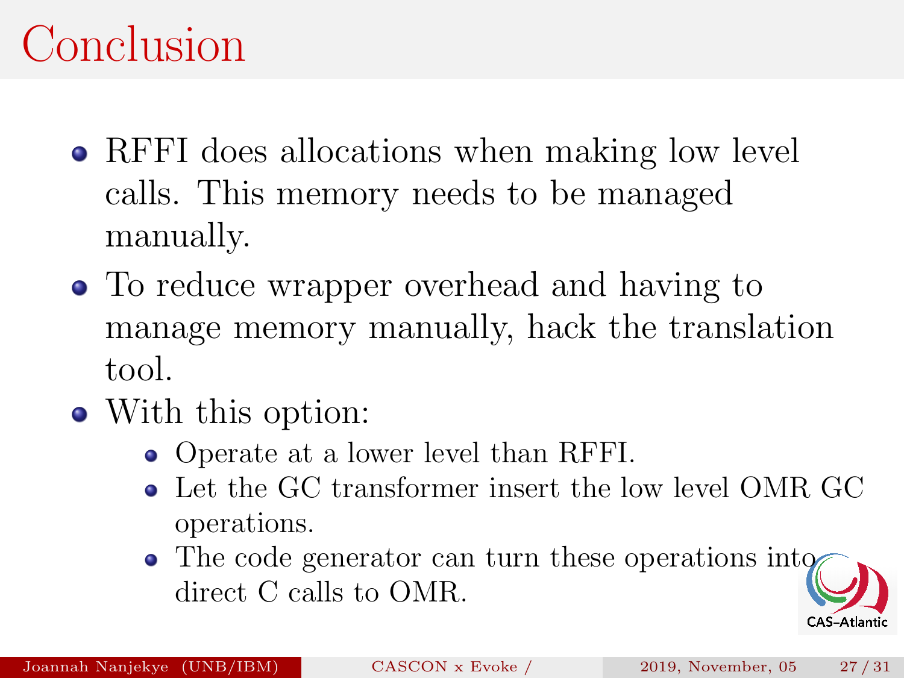# Conclusion

- RFFI does allocations when making low level calls. This memory needs to be managed manually.
- To reduce wrapper overhead and having to manage memory manually, hack the translation tool.
- With this option:
  - Operate at a lower level than RFFI.
  - Let the GC transformer insert the low level OMR GC operations.
  - The code generator can turn these operations into direct C calls to OMR.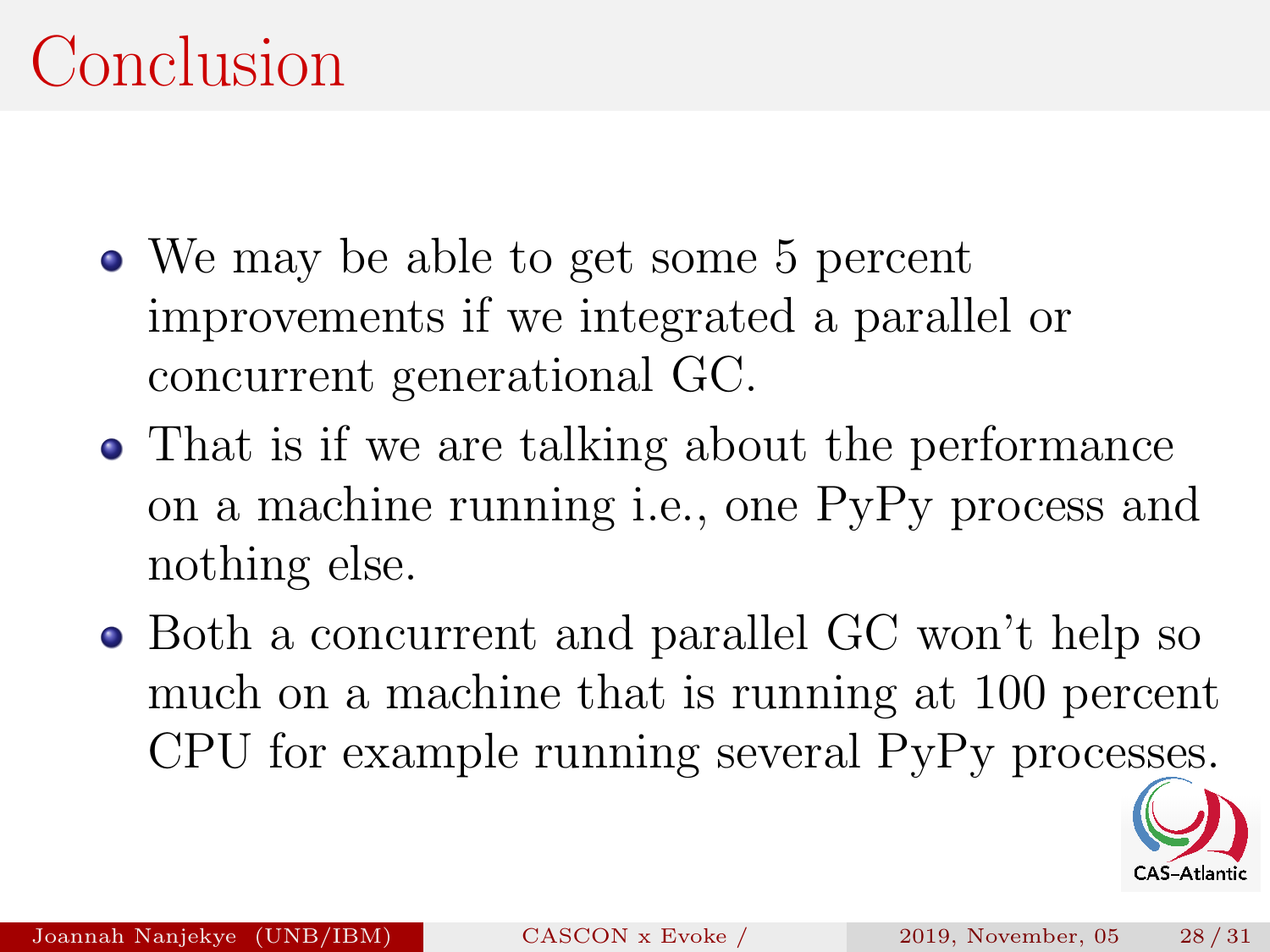# Conclusion

- We may be able to get some 5 percent improvements if we integrated a parallel or concurrent generational GC.
- That is if we are talking about the performance on a machine running i.e., one PyPy process and nothing else.
- Both a concurrent and parallel GC won't help so much on a machine that is running at 100 percent CPU for example running several PyPy processes.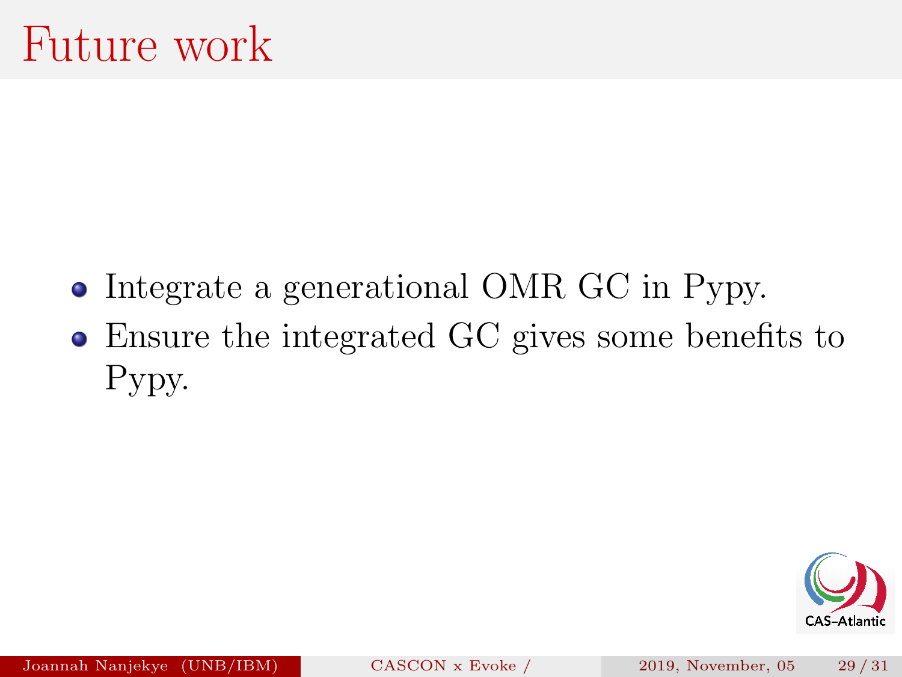# Future work

- Integrate a generational OMR GC in Pypy.
- Ensure the integrated GC gives some benefits to Pypy.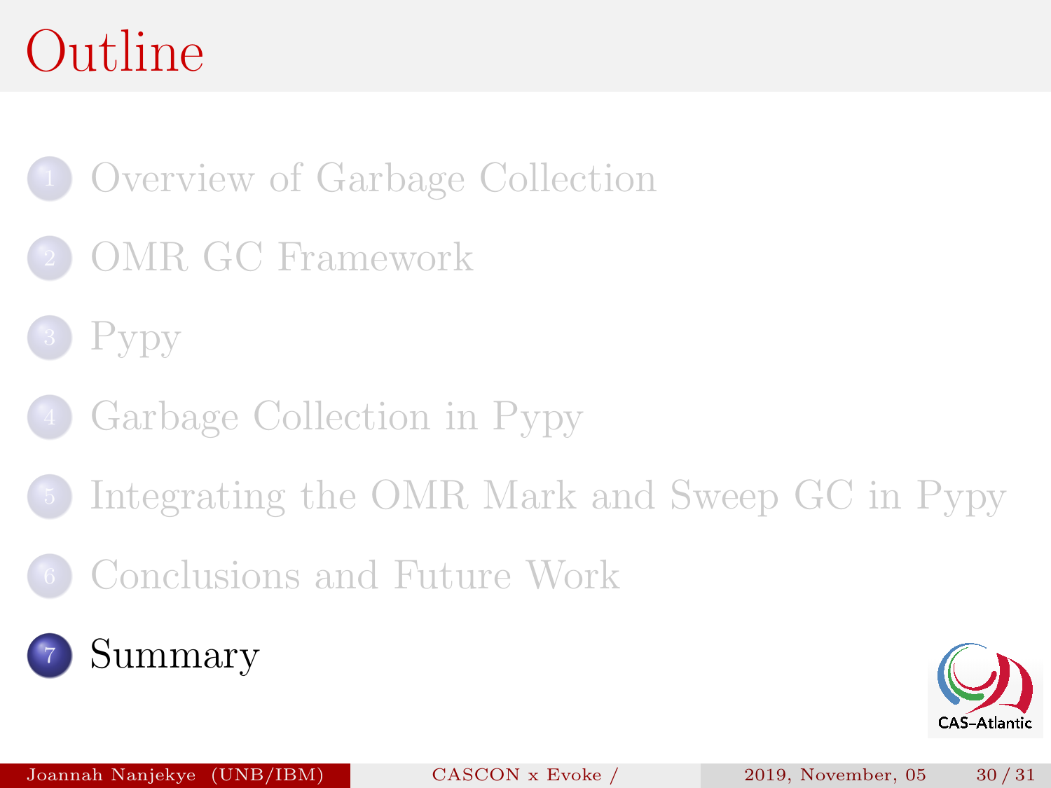# Outline

1. Overview of Garbage Collection
2. OMR GC Framework
3. Pypy
4. Garbage Collection in Pypy
5. Integrating the OMR Mark and Sweep GC in Pypy
6. Conclusions and Future Work
7. Summary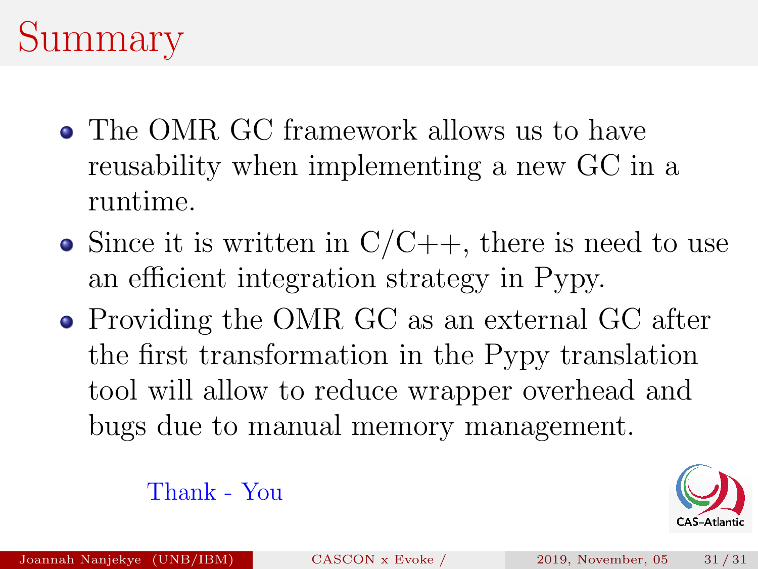# Summary

- The OMR GC framework allows us to have reusability when implementing a new GC in a runtime.
- Since it is written in C/C++, there is need to use an efficient integration strategy in Pypy.
- Providing the OMR GC as an external GC after the first transformation in the Pypy translation tool will allow to reduce wrapper overhead and bugs due to manual memory management.

Thank - You